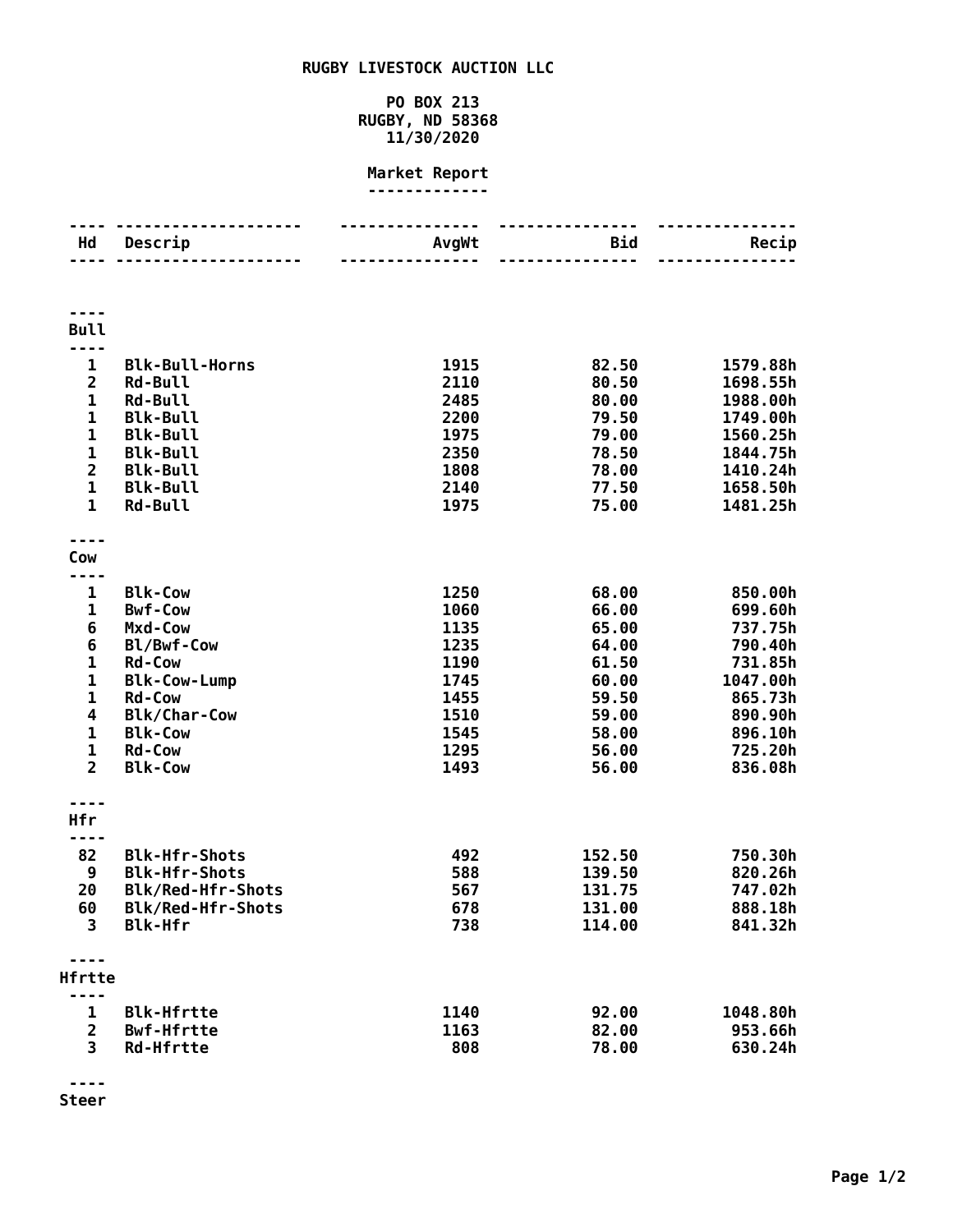# RUGBY LIVESTOCK AUCTION LLC

PO BOX 213
RUGBY, ND 58368
11/30/2020

## Market Report

| Hd | Descrip | AvgWt | Bid | Recip |
|---|---|---|---|---|
| **Bull** | | | | |
| 1 | Blk-Bull-Horns | 1915 | 82.50 | 1579.88h |
| 2 | Rd-Bull | 2110 | 80.50 | 1698.55h |
| 1 | Rd-Bull | 2485 | 80.00 | 1988.00h |
| 1 | Blk-Bull | 2200 | 79.50 | 1749.00h |
| 1 | Blk-Bull | 1975 | 79.00 | 1560.25h |
| 1 | Blk-Bull | 2350 | 78.50 | 1844.75h |
| 2 | Blk-Bull | 1808 | 78.00 | 1410.24h |
| 1 | Blk-Bull | 2140 | 77.50 | 1658.50h |
| 1 | Rd-Bull | 1975 | 75.00 | 1481.25h |
| **Cow** | | | | |
| 1 | Blk-Cow | 1250 | 68.00 | 850.00h |
| 1 | Bwf-Cow | 1060 | 66.00 | 699.60h |
| 6 | Mxd-Cow | 1135 | 65.00 | 737.75h |
| 6 | Bl/Bwf-Cow | 1235 | 64.00 | 790.40h |
| 1 | Rd-Cow | 1190 | 61.50 | 731.85h |
| 1 | Blk-Cow-Lump | 1745 | 60.00 | 1047.00h |
| 1 | Rd-Cow | 1455 | 59.50 | 865.73h |
| 4 | Blk/Char-Cow | 1510 | 59.00 | 890.90h |
| 1 | Blk-Cow | 1545 | 58.00 | 896.10h |
| 1 | Rd-Cow | 1295 | 56.00 | 725.20h |
| 2 | Blk-Cow | 1493 | 56.00 | 836.08h |
| **Hfr** | | | | |
| 82 | Blk-Hfr-Shots | 492 | 152.50 | 750.30h |
| 9 | Blk-Hfr-Shots | 588 | 139.50 | 820.26h |
| 20 | Blk/Red-Hfr-Shots | 567 | 131.75 | 747.02h |
| 60 | Blk/Red-Hfr-Shots | 678 | 131.00 | 888.18h |
| 3 | Blk-Hfr | 738 | 114.00 | 841.32h |
| **Hfrtte** | | | | |
| 1 | Blk-Hfrtte | 1140 | 92.00 | 1048.80h |
| 2 | Bwf-Hfrtte | 1163 | 82.00 | 953.66h |
| 3 | Rd-Hfrtte | 808 | 78.00 | 630.24h |
| **Steer** | | | | |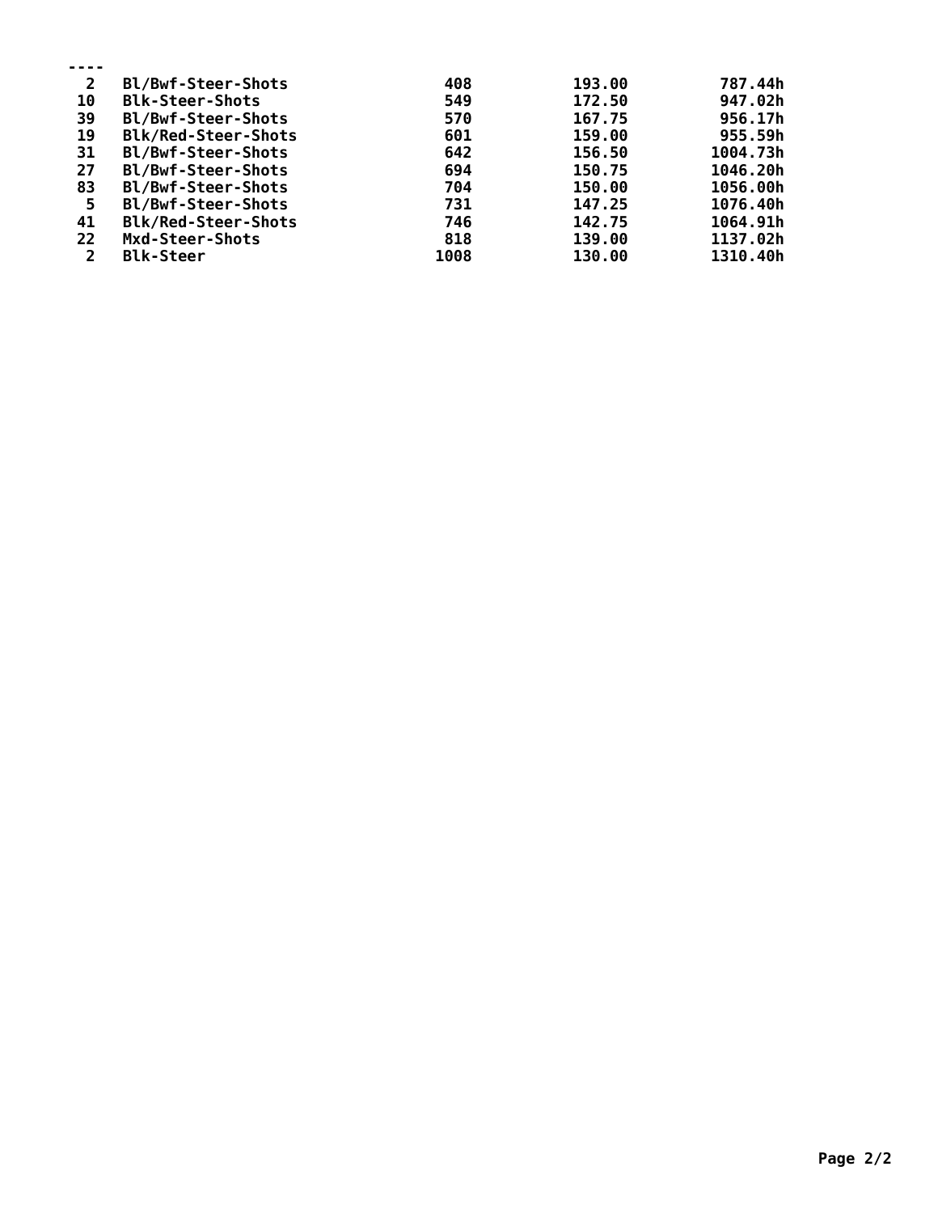----

| | | | | |
|---|---|---|---|---|
| 2 | Bl/Bwf-Steer-Shots | 408 | 193.00 | 787.44h |
| 10 | Blk-Steer-Shots | 549 | 172.50 | 947.02h |
| 39 | Bl/Bwf-Steer-Shots | 570 | 167.75 | 956.17h |
| 19 | Blk/Red-Steer-Shots | 601 | 159.00 | 955.59h |
| 31 | Bl/Bwf-Steer-Shots | 642 | 156.50 | 1004.73h |
| 27 | Bl/Bwf-Steer-Shots | 694 | 150.75 | 1046.20h |
| 83 | Bl/Bwf-Steer-Shots | 704 | 150.00 | 1056.00h |
| 5 | Bl/Bwf-Steer-Shots | 731 | 147.25 | 1076.40h |
| 41 | Blk/Red-Steer-Shots | 746 | 142.75 | 1064.91h |
| 22 | Mxd-Steer-Shots | 818 | 139.00 | 1137.02h |
| 2 | Blk-Steer | 1008 | 130.00 | 1310.40h |